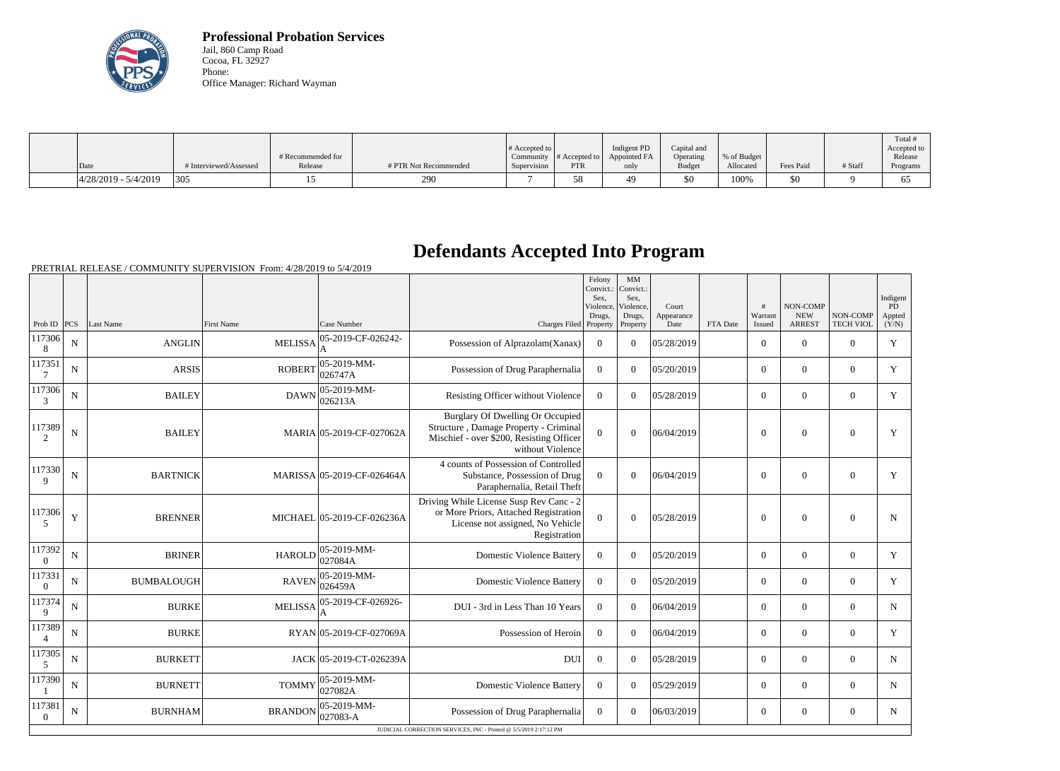**Professional Probation Services**
Jail, 860 Camp Road
Cocoa, FL 32927
Phone:
Office Manager: Richard Wayman

| Date | # Interviewed/Assessed | # Recommended for Release | # PTR Not Recommended | # Accepted to Community Supervision | # Accepted to PTR | Indigent PD Appointed FA only | Capital and Operating Budget | % of Budget Allocated | Fees Paid | # Staff | Total # Accepted to Release Programs |
|---|---|---|---|---|---|---|---|---|---|---|---|
| 4/28/2019 - 5/4/2019 | 305 | 15 | 290 | 7 | 58 | 49 | $0 | 100% | $0 | 9 | 65 |

# Defendants Accepted Into Program

PRETRIAL RELEASE / COMMUNITY SUPERVISION From: 4/28/2019 to 5/4/2019

| Prob ID | PCS | Last Name | First Name | Case Number | Charges Filed | Felony Convict.: Sex, Violence, Drugs, Property | MM Convict.: Sex, Violence, Drugs, Property | Court Appearance Date | FTA Date | # Warrant Issued | NON-COMP NEW ARREST | NON-COMP TECH VIOL | Indigent PD Appted (Y/N) |
|---|---|---|---|---|---|---|---|---|---|---|---|---|---|
| 1173068 | N | ANGLIN | MELISSA | 05-2019-CF-026242-A | Possession of Alprazolam(Xanax) | 0 | 0 | 05/28/2019 | | 0 | 0 | 0 | Y |
| 1173517 | N | ARSIS | ROBERT | 05-2019-MM-026747A | Possession of Drug Paraphernalia | 0 | 0 | 05/20/2019 | | 0 | 0 | 0 | Y |
| 1173063 | N | BAILEY | DAWN | 05-2019-MM-026213A | Resisting Officer without Violence | 0 | 0 | 05/28/2019 | | 0 | 0 | 0 | Y |
| 1173892 | N | BAILEY | MARIA | 05-2019-CF-027062A | Burglary Of Dwelling Or Occupied Structure , Damage Property - Criminal Mischief - over $200, Resisting Officer without Violence | 0 | 0 | 06/04/2019 | | 0 | 0 | 0 | Y |
| 1173309 | N | BARTNICK | MARISSA | 05-2019-CF-026464A | 4 counts of Possession of Controlled Substance, Possession of Drug Paraphernalia, Retail Theft | 0 | 0 | 06/04/2019 | | 0 | 0 | 0 | Y |
| 1173065 | Y | BRENNER | MICHAEL | 05-2019-CF-026236A | Driving While License Susp Rev Canc - 2 or More Priors, Attached Registration License not assigned, No Vehicle Registration | 0 | 0 | 05/28/2019 | | 0 | 0 | 0 | N |
| 1173920 | N | BRINER | HAROLD | 05-2019-MM-027084A | Domestic Violence Battery | 0 | 0 | 05/20/2019 | | 0 | 0 | 0 | Y |
| 1173310 | N | BUMBALOUGH | RAVEN | 05-2019-MM-026459A | Domestic Violence Battery | 0 | 0 | 05/20/2019 | | 0 | 0 | 0 | Y |
| 1173749 | N | BURKE | MELISSA | 05-2019-CF-026926-A | DUI - 3rd in Less Than 10 Years | 0 | 0 | 06/04/2019 | | 0 | 0 | 0 | N |
| 1173894 | N | BURKE | RYAN | 05-2019-CF-027069A | Possession of Heroin | 0 | 0 | 06/04/2019 | | 0 | 0 | 0 | Y |
| 1173055 | N | BURKETT | JACK | 05-2019-CT-026239A | DUI | 0 | 0 | 05/28/2019 | | 0 | 0 | 0 | N |
| 1173901 | N | BURNETT | TOMMY | 05-2019-MM-027082A | Domestic Violence Battery | 0 | 0 | 05/29/2019 | | 0 | 0 | 0 | N |
| 1173810 | N | BURNHAM | BRANDON | 05-2019-MM-027083-A | Possession of Drug Paraphernalia | 0 | 0 | 06/03/2019 | | 0 | 0 | 0 | N |

JUDICIAL CORRECTION SERVICES, INC - Printed @ 5/5/2019 2:17:12 PM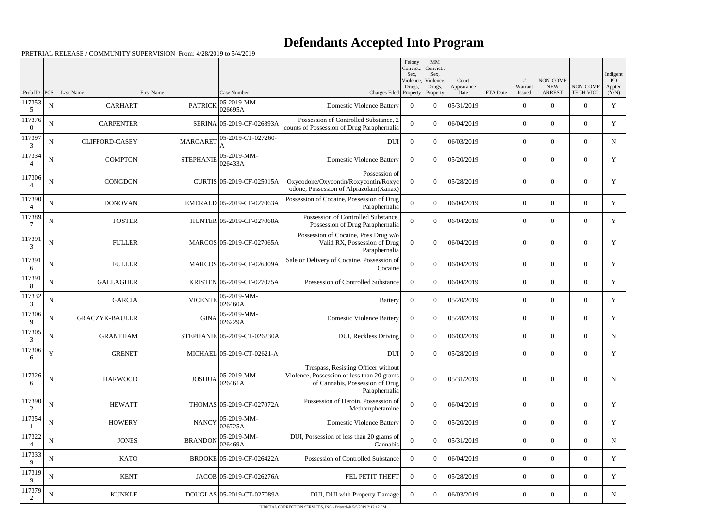# Defendants Accepted Into Program

PRETRIAL RELEASE / COMMUNITY SUPERVISION From: 4/28/2019 to 5/4/2019

| Prob ID | PCS | Last Name | First Name | Case Number | Charges Filed | Felony Convict.: Sex, Violence, Drugs, Property | MM Convict.: Sex, Violence, Drugs, Property | Court Appearance Date | FTA Date | # Warrant Issued | NON-COMP NEW ARREST | NON-COMP TECH VIOL | Indigent PD Appted (Y/N) |
|---|---|---|---|---|---|---|---|---|---|---|---|---|---|
| 1173535 | N | CARHART | PATRICK | 05-2019-MM-026695A | Domestic Violence Battery | 0 | 0 | 05/31/2019 | | 0 | 0 | 0 | Y |
| 1173760 | N | CARPENTER | SERINA | 05-2019-CF-026893A | Possession of Controlled Substance, 2 counts of Possession of Drug Paraphernalia | 0 | 0 | 06/04/2019 | | 0 | 0 | 0 | Y |
| 1173973 | N | CLIFFORD-CASEY | MARGARET | 05-2019-CT-027260-A | DUI | 0 | 0 | 06/03/2019 | | 0 | 0 | 0 | N |
| 1173344 | N | COMPTON | STEPHANIE | 05-2019-MM-026433A | Domestic Violence Battery | 0 | 0 | 05/20/2019 | | 0 | 0 | 0 | Y |
| 1173064 | N | CONGDON | CURTIS | 05-2019-CF-025015A | Possession of Oxycodone/Oxycontin/Roxycontin/Roxycodone, Possession of Alprazolam(Xanax) | 0 | 0 | 05/28/2019 | | 0 | 0 | 0 | Y |
| 1173904 | N | DONOVAN | EMERALD | 05-2019-CF-027063A | Possession of Cocaine, Possession of Drug Paraphernalia | 0 | 0 | 06/04/2019 | | 0 | 0 | 0 | Y |
| 1173897 | N | FOSTER | HUNTER | 05-2019-CF-027068A | Possession of Controlled Substance, Possession of Drug Paraphernalia | 0 | 0 | 06/04/2019 | | 0 | 0 | 0 | Y |
| 1173913 | N | FULLER | MARCOS | 05-2019-CF-027065A | Possession of Cocaine, Poss Drug w/o Valid RX, Possession of Drug Paraphernalia | 0 | 0 | 06/04/2019 | | 0 | 0 | 0 | Y |
| 1173916 | N | FULLER | MARCOS | 05-2019-CF-026809A | Sale or Delivery of Cocaine, Possession of Cocaine | 0 | 0 | 06/04/2019 | | 0 | 0 | 0 | Y |
| 1173918 | N | GALLAGHER | KRISTEN | 05-2019-CF-027075A | Possession of Controlled Substance | 0 | 0 | 06/04/2019 | | 0 | 0 | 0 | Y |
| 1173323 | N | GARCIA | VICENTE | 05-2019-MM-026460A | Battery | 0 | 0 | 05/20/2019 | | 0 | 0 | 0 | Y |
| 1173069 | N | GRACZYK-BAULER | GINA | 05-2019-MM-026229A | Domestic Violence Battery | 0 | 0 | 05/28/2019 | | 0 | 0 | 0 | Y |
| 1173053 | N | GRANTHAM | STEPHANIE | 05-2019-CT-026230A | DUI, Reckless Driving | 0 | 0 | 06/03/2019 | | 0 | 0 | 0 | N |
| 1173066 | Y | GRENET | MICHAEL | 05-2019-CT-02621-A | DUI | 0 | 0 | 05/28/2019 | | 0 | 0 | 0 | Y |
| 1173266 | N | HARWOOD | JOSHUA | 05-2019-MM-026461A | Trespass, Resisting Officer without Violence, Possession of less than 20 grams of Cannabis, Possession of Drug Paraphernalia | 0 | 0 | 05/31/2019 | | 0 | 0 | 0 | N |
| 1173902 | N | HEWATT | THOMAS | 05-2019-CF-027072A | Possession of Heroin, Possession of Methamphetamine | 0 | 0 | 06/04/2019 | | 0 | 0 | 0 | Y |
| 1173541 | N | HOWERY | NANCY | 05-2019-MM-026725A | Domestic Violence Battery | 0 | 0 | 05/20/2019 | | 0 | 0 | 0 | Y |
| 1173224 | N | JONES | BRANDON | 05-2019-MM-026469A | DUI, Possession of less than 20 grams of Cannabis | 0 | 0 | 05/31/2019 | | 0 | 0 | 0 | N |
| 1173339 | N | KATO | BROOKE | 05-2019-CF-026422A | Possession of Controlled Substance | 0 | 0 | 06/04/2019 | | 0 | 0 | 0 | Y |
| 1173199 | N | KENT | JACOB | 05-2019-CF-026276A | FEL PETIT THEFT | 0 | 0 | 05/28/2019 | | 0 | 0 | 0 | Y |
| 1173792 | N | KUNKLE | DOUGLAS | 05-2019-CT-027089A | DUI, DUI with Property Damage | 0 | 0 | 06/03/2019 | | 0 | 0 | 0 | N |

JUDICIAL CORRECTION SERVICES, INC - Printed @ 5/5/2019 2:17:12 PM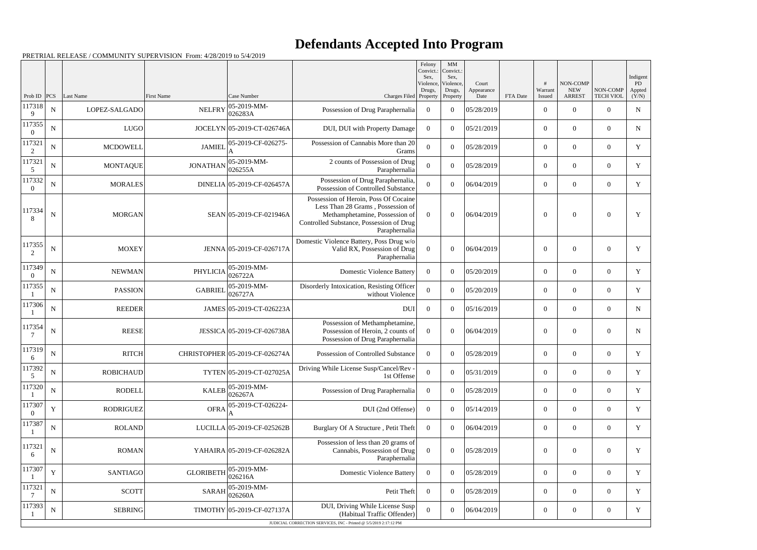# Defendants Accepted Into Program

PRETRIAL RELEASE / COMMUNITY SUPERVISION From: 4/28/2019 to 5/4/2019

| Prob ID | PCS | Last Name | First Name | Case Number | Charges Filed | Felony Convict.: Sex, Violence, Drugs, Property | MM Convict.: Sex, Violence, Drugs, Property | Court Appearance Date | FTA Date | # Warrant Issued | NON-COMP NEW ARREST | NON-COMP TECH VIOL | Indigent PD Appted (Y/N) |
|---|---|---|---|---|---|---|---|---|---|---|---|---|---|
| 1173189 | N | LOPEZ-SALGADO | NELFRY | 05-2019-MM-026283A | Possession of Drug Paraphernalia | 0 | 0 | 05/28/2019 | | 0 | 0 | 0 | N |
| 1173550 | N | LUGO | JOCELYN | 05-2019-CT-026746A | DUI, DUI with Property Damage | 0 | 0 | 05/21/2019 | | 0 | 0 | 0 | N |
| 1173212 | N | MCDOWELL | JAMIEL | 05-2019-CF-026275-A | Possession of Cannabis More than 20 Grams | 0 | 0 | 05/28/2019 | | 0 | 0 | 0 | Y |
| 1173215 | N | MONTAQUE | JONATHAN | 05-2019-MM-026255A | 2 counts of Possession of Drug Paraphernalia | 0 | 0 | 05/28/2019 | | 0 | 0 | 0 | Y |
| 1173320 | N | MORALES | DINELIA | 05-2019-CF-026457A | Possession of Drug Paraphernalia, Possession of Controlled Substance | 0 | 0 | 06/04/2019 | | 0 | 0 | 0 | Y |
| 1173348 | N | MORGAN | SEAN | 05-2019-CF-021946A | Possession of Heroin, Poss Of Cocaine Less Than 28 Grams , Possession of Methamphetamine, Possession of Controlled Substance, Possession of Drug Paraphernalia | 0 | 0 | 06/04/2019 | | 0 | 0 | 0 | Y |
| 1173552 | N | MOXEY | JENNA | 05-2019-CF-026717A | Domestic Violence Battery, Poss Drug w/o Valid RX, Possession of Drug Paraphernalia | 0 | 0 | 06/04/2019 | | 0 | 0 | 0 | Y |
| 1173490 | N | NEWMAN | PHYLICIA | 05-2019-MM-026722A | Domestic Violence Battery | 0 | 0 | 05/20/2019 | | 0 | 0 | 0 | Y |
| 1173551 | N | PASSION | GABRIEL | 05-2019-MM-026727A | Disorderly Intoxication, Resisting Officer without Violence | 0 | 0 | 05/20/2019 | | 0 | 0 | 0 | Y |
| 1173061 | N | REEDER | JAMES | 05-2019-CT-026223A | DUI | 0 | 0 | 05/16/2019 | | 0 | 0 | 0 | N |
| 1173547 | N | REESE | JESSICA | 05-2019-CF-026738A | Possession of Methamphetamine, Possession of Heroin, 2 counts of Possession of Drug Paraphernalia | 0 | 0 | 06/04/2019 | | 0 | 0 | 0 | N |
| 1173196 | N | RITCH | CHRISTOPHER | 05-2019-CF-026274A | Possession of Controlled Substance | 0 | 0 | 05/28/2019 | | 0 | 0 | 0 | Y |
| 1173925 | N | ROBICHAUD | TYTEN | 05-2019-CT-027025A | Driving While License Susp/Cancel/Rev - 1st Offense | 0 | 0 | 05/31/2019 | | 0 | 0 | 0 | Y |
| 1173201 | N | RODELL | KALEB | 05-2019-MM-026267A | Possession of Drug Paraphernalia | 0 | 0 | 05/28/2019 | | 0 | 0 | 0 | Y |
| 1173070 | Y | RODRIGUEZ | OFRA | 05-2019-CT-026224-A | DUI (2nd Offense) | 0 | 0 | 05/14/2019 | | 0 | 0 | 0 | Y |
| 1173871 | N | ROLAND | LUCILLA | 05-2019-CF-025262B | Burglary Of A Structure , Petit Theft | 0 | 0 | 06/04/2019 | | 0 | 0 | 0 | Y |
| 1173216 | N | ROMAN | YAHAIRA | 05-2019-CF-026282A | Possession of less than 20 grams of Cannabis, Possession of Drug Paraphernalia | 0 | 0 | 05/28/2019 | | 0 | 0 | 0 | Y |
| 1173071 | Y | SANTIAGO | GLORIBETH | 05-2019-MM-026216A | Domestic Violence Battery | 0 | 0 | 05/28/2019 | | 0 | 0 | 0 | Y |
| 1173217 | N | SCOTT | SARAH | 05-2019-MM-026260A | Petit Theft | 0 | 0 | 05/28/2019 | | 0 | 0 | 0 | Y |
| 1173931 | N | SEBRING | TIMOTHY | 05-2019-CF-027137A | DUI, Driving While License Susp (Habitual Traffic Offender) | 0 | 0 | 06/04/2019 | | 0 | 0 | 0 | Y |

JUDICIAL CORRECTION SERVICES, INC - Printed @ 5/5/2019 2:17:12 PM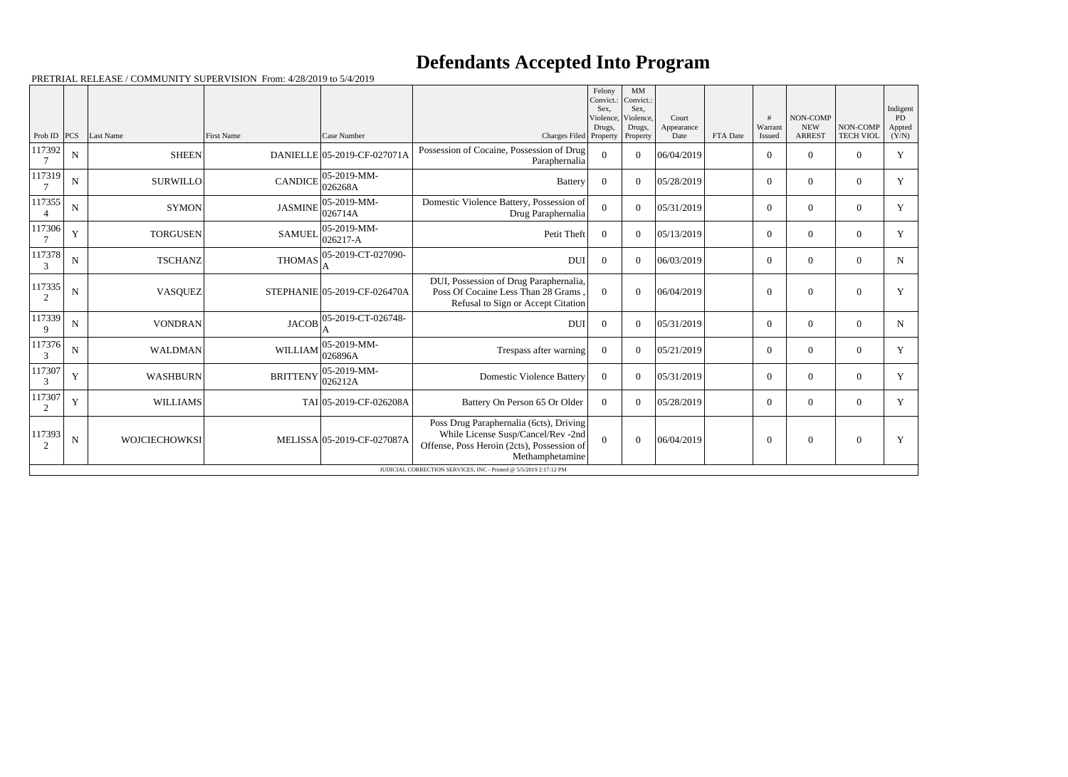# Defendants Accepted Into Program

PRETRIAL RELEASE / COMMUNITY SUPERVISION From: 4/28/2019 to 5/4/2019

| Prob ID | PCS | Last Name | First Name | Case Number | Charges Filed | Felony Convict.: Sex, Violence, Drugs, Property | MM Convict.: Sex, Violence, Drugs, Property | Court Appearance Date | FTA Date | # Warrant Issued | NON-COMP NEW ARREST | NON-COMP TECH VIOL | Indigent PD Appted (Y/N) |
|---|---|---|---|---|---|---|---|---|---|---|---|---|---|
| 1173927 | N | SHEEN | DANIELLE | 05-2019-CF-027071A | Possession of Cocaine, Possession of Drug Paraphernalia | 0 | 0 | 06/04/2019 | | 0 | 0 | 0 | Y |
| 1173197 | N | SURWILLO | CANDICE | 05-2019-MM-026268A | Battery | 0 | 0 | 05/28/2019 | | 0 | 0 | 0 | Y |
| 1173554 | N | SYMON | JASMINE | 05-2019-MM-026714A | Domestic Violence Battery, Possession of Drug Paraphernalia | 0 | 0 | 05/31/2019 | | 0 | 0 | 0 | Y |
| 1173067 | Y | TORGUSEN | SAMUEL | 05-2019-MM-026217-A | Petit Theft | 0 | 0 | 05/13/2019 | | 0 | 0 | 0 | Y |
| 1173783 | N | TSCHANZ | THOMAS | 05-2019-CT-027090-A | DUI | 0 | 0 | 06/03/2019 | | 0 | 0 | 0 | N |
| 1173352 | N | VASQUEZ | STEPHANIE | 05-2019-CF-026470A | DUI, Possession of Drug Paraphernalia, Poss Of Cocaine Less Than 28 Grams , Refusal to Sign or Accept Citation | 0 | 0 | 06/04/2019 | | 0 | 0 | 0 | Y |
| 1173399 | N | VONDRAN | JACOB | 05-2019-CT-026748-A | DUI | 0 | 0 | 05/31/2019 | | 0 | 0 | 0 | N |
| 1173763 | N | WALDMAN | WILLIAM | 05-2019-MM-026896A | Trespass after warning | 0 | 0 | 05/21/2019 | | 0 | 0 | 0 | Y |
| 1173073 | Y | WASHBURN | BRITTENY | 05-2019-MM-026212A | Domestic Violence Battery | 0 | 0 | 05/31/2019 | | 0 | 0 | 0 | Y |
| 1173072 | Y | WILLIAMS | TAI | 05-2019-CF-026208A | Battery On Person 65 Or Older | 0 | 0 | 05/28/2019 | | 0 | 0 | 0 | Y |
| 1173932 | N | WOJCIECHOWKSI | MELISSA | 05-2019-CF-027087A | Poss Drug Paraphernalia (6cts), Driving While License Susp/Cancel/Rev -2nd Offense, Poss Heroin (2cts), Possession of Methamphetamine | 0 | 0 | 06/04/2019 | | 0 | 0 | 0 | Y |

JUDICIAL CORRECTION SERVICES, INC - Printed @ 5/5/2019 2:17:12 PM